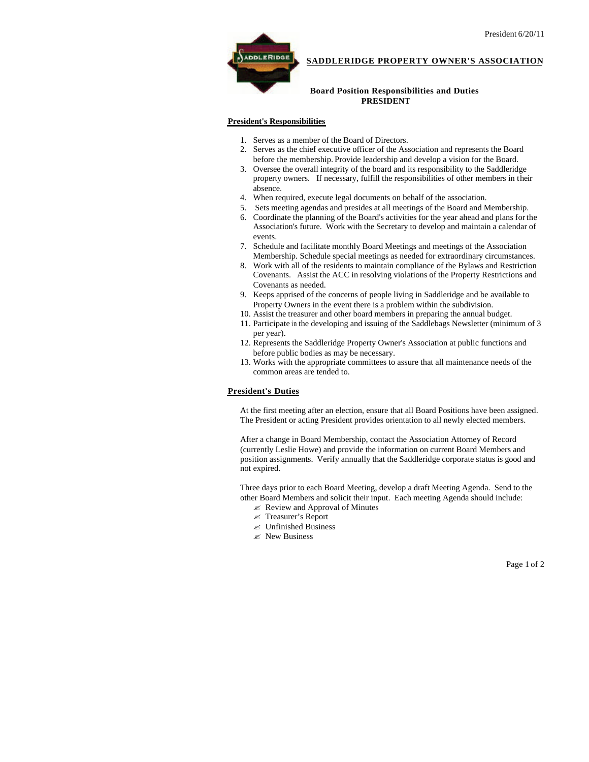# SADDLERIDGE PROPERTY OWNER'S ASSOCIATION

## Board Position Responsibilities and Duties
## PRESIDENT

### President's Responsibilities

1. Serves as a member of the Board of Directors.
2. Serves as the chief executive officer of the Association and represents the Board before the membership. Provide leadership and develop a vision for the Board.
3. Oversee the overall integrity of the board and its responsibility to the Saddleridge property owners. If necessary, fulfill the responsibilities of other members in their absence.
4. When required, execute legal documents on behalf of the association.
5. Sets meeting agendas and presides at all meetings of the Board and Membership.
6. Coordinate the planning of the Board's activities for the year ahead and plans for the Association's future. Work with the Secretary to develop and maintain a calendar of events.
7. Schedule and facilitate monthly Board Meetings and meetings of the Association Membership. Schedule special meetings as needed for extraordinary circumstances.
8. Work with all of the residents to maintain compliance of the Bylaws and Restriction Covenants. Assist the ACC in resolving violations of the Property Restrictions and Covenants as needed.
9. Keeps apprised of the concerns of people living in Saddleridge and be available to Property Owners in the event there is a problem within the subdivision.
10. Assist the treasurer and other board members in preparing the annual budget.
11. Participate in the developing and issuing of the Saddlebags Newsletter (minimum of 3 per year).
12. Represents the Saddleridge Property Owner's Association at public functions and before public bodies as may be necessary.
13. Works with the appropriate committees to assure that all maintenance needs of the common areas are tended to.

### President's Duties

At the first meeting after an election, ensure that all Board Positions have been assigned. The President or acting President provides orientation to all newly elected members.

After a change in Board Membership, contact the Association Attorney of Record (currently Leslie Howe) and provide the information on current Board Members and position assignments. Verify annually that the Saddleridge corporate status is good and not expired.

Three days prior to each Board Meeting, develop a draft Meeting Agenda. Send to the other Board Members and solicit their input. Each meeting Agenda should include:

- Review and Approval of Minutes
- Treasurer's Report
- Unfinished Business
- New Business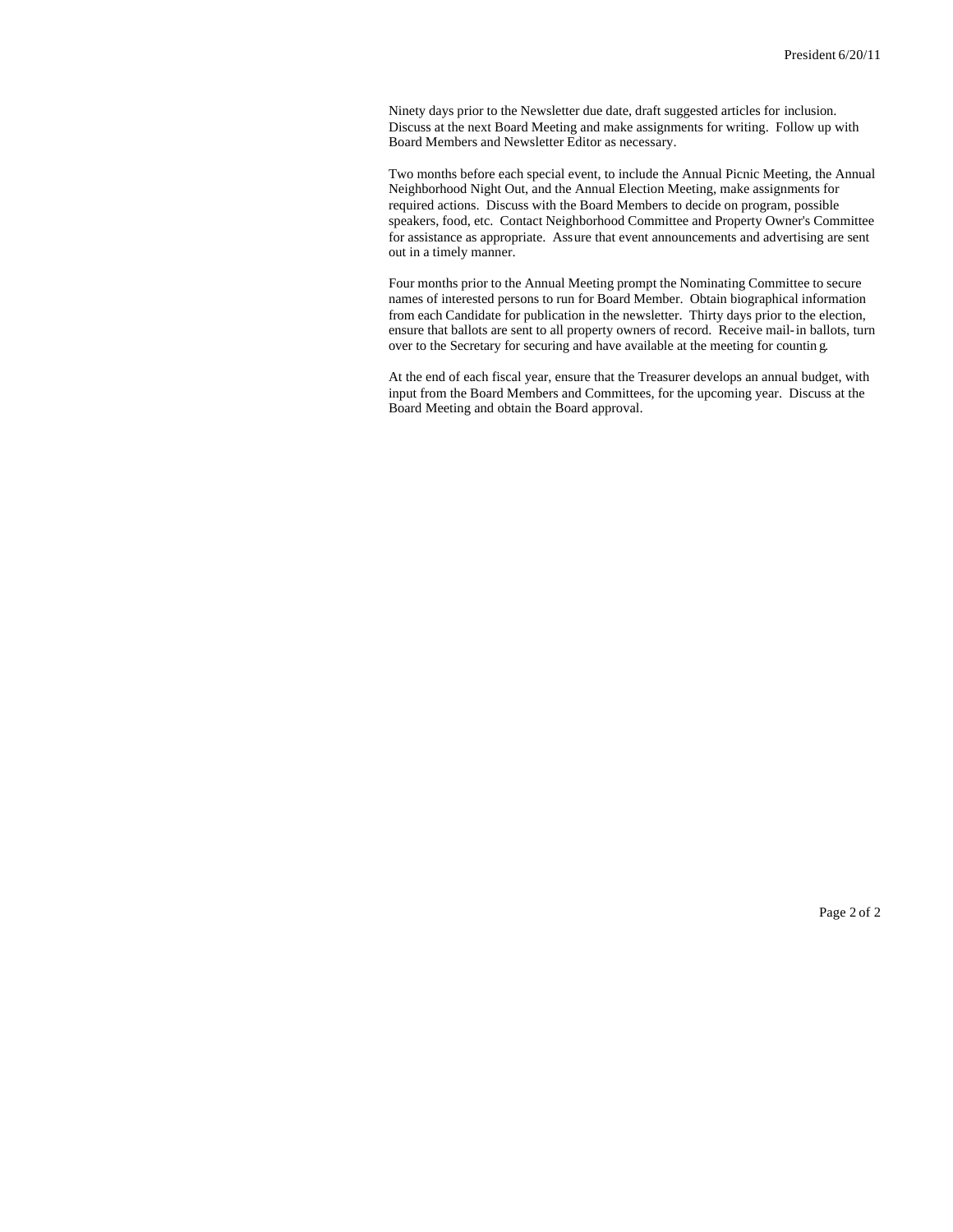Ninety days prior to the Newsletter due date, draft suggested articles for inclusion. Discuss at the next Board Meeting and make assignments for writing. Follow up with Board Members and Newsletter Editor as necessary.

Two months before each special event, to include the Annual Picnic Meeting, the Annual Neighborhood Night Out, and the Annual Election Meeting, make assignments for required actions. Discuss with the Board Members to decide on program, possible speakers, food, etc. Contact Neighborhood Committee and Property Owner's Committee for assistance as appropriate. Assure that event announcements and advertising are sent out in a timely manner.

Four months prior to the Annual Meeting prompt the Nominating Committee to secure names of interested persons to run for Board Member. Obtain biographical information from each Candidate for publication in the newsletter. Thirty days prior to the election, ensure that ballots are sent to all property owners of record. Receive mail-in ballots, turn over to the Secretary for securing and have available at the meeting for counting.

At the end of each fiscal year, ensure that the Treasurer develops an annual budget, with input from the Board Members and Committees, for the upcoming year. Discuss at the Board Meeting and obtain the Board approval.